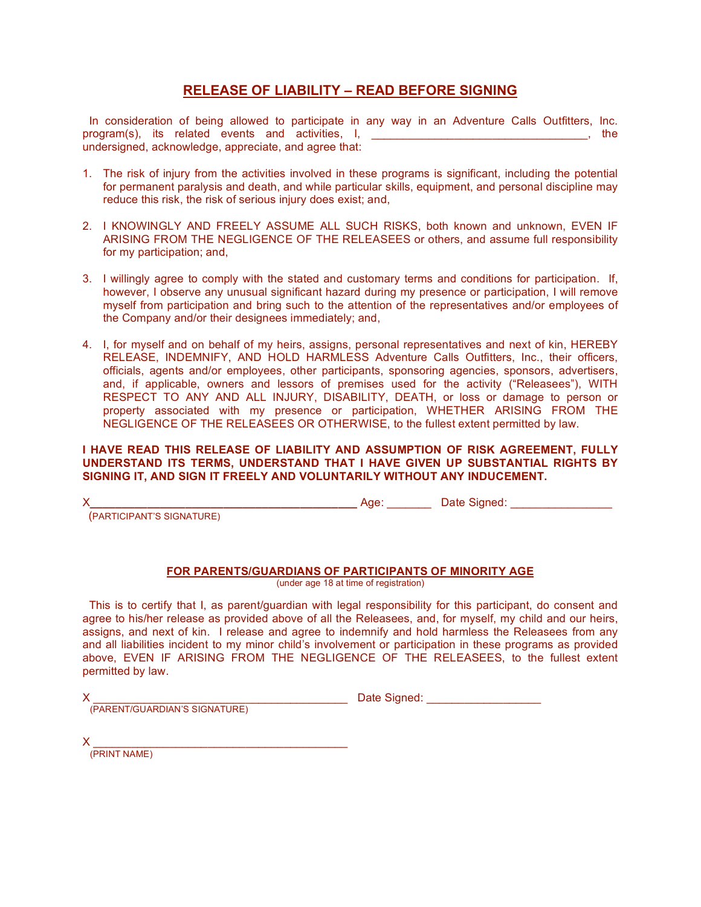# RELEASE OF LIABILITY – READ BEFORE SIGNING

In consideration of being allowed to participate in any way in an Adventure Calls Outfitters, Inc. program(s), its related events and activities, I, _________________________________, the undersigned, acknowledge, appreciate, and agree that:

1. The risk of injury from the activities involved in these programs is significant, including the potential for permanent paralysis and death, and while particular skills, equipment, and personal discipline may reduce this risk, the risk of serious injury does exist; and,

2. I KNOWINGLY AND FREELY ASSUME ALL SUCH RISKS, both known and unknown, EVEN IF ARISING FROM THE NEGLIGENCE OF THE RELEASEES or others, and assume full responsibility for my participation; and,

3. I willingly agree to comply with the stated and customary terms and conditions for participation. If, however, I observe any unusual significant hazard during my presence or participation, I will remove myself from participation and bring such to the attention of the representatives and/or employees of the Company and/or their designees immediately; and,

4. I, for myself and on behalf of my heirs, assigns, personal representatives and next of kin, HEREBY RELEASE, INDEMNIFY, AND HOLD HARMLESS Adventure Calls Outfitters, Inc., their officers, officials, agents and/or employees, other participants, sponsoring agencies, sponsors, advertisers, and, if applicable, owners and lessors of premises used for the activity ("Releasees"), WITH RESPECT TO ANY AND ALL INJURY, DISABILITY, DEATH, or loss or damage to person or property associated with my presence or participation, WHETHER ARISING FROM THE NEGLIGENCE OF THE RELEASEES OR OTHERWISE, to the fullest extent permitted by law.

**I HAVE READ THIS RELEASE OF LIABILITY AND ASSUMPTION OF RISK AGREEMENT, FULLY UNDERSTAND ITS TERMS, UNDERSTAND THAT I HAVE GIVEN UP SUBSTANTIAL RIGHTS BY SIGNING IT, AND SIGN IT FREELY AND VOLUNTARILY WITHOUT ANY INDUCEMENT.**

X_________________________________________ Age: _______ Date Signed: _______________
(PARTICIPANT'S SIGNATURE)

## FOR PARENTS/GUARDIANS OF PARTICIPANTS OF MINORITY AGE

(under age 18 at time of registration)

This is to certify that I, as parent/guardian with legal responsibility for this participant, do consent and agree to his/her release as provided above of all the Releasees, and, for myself, my child and our heirs, assigns, and next of kin. I release and agree to indemnify and hold harmless the Releasees from any and all liabilities incident to my minor child's involvement or participation in these programs as provided above, EVEN IF ARISING FROM THE NEGLIGENCE OF THE RELEASEES, to the fullest extent permitted by law.

X _______________________________________ Date Signed: _________________
(PARENT/GUARDIAN'S SIGNATURE)

X _______________________________________
(PRINT NAME)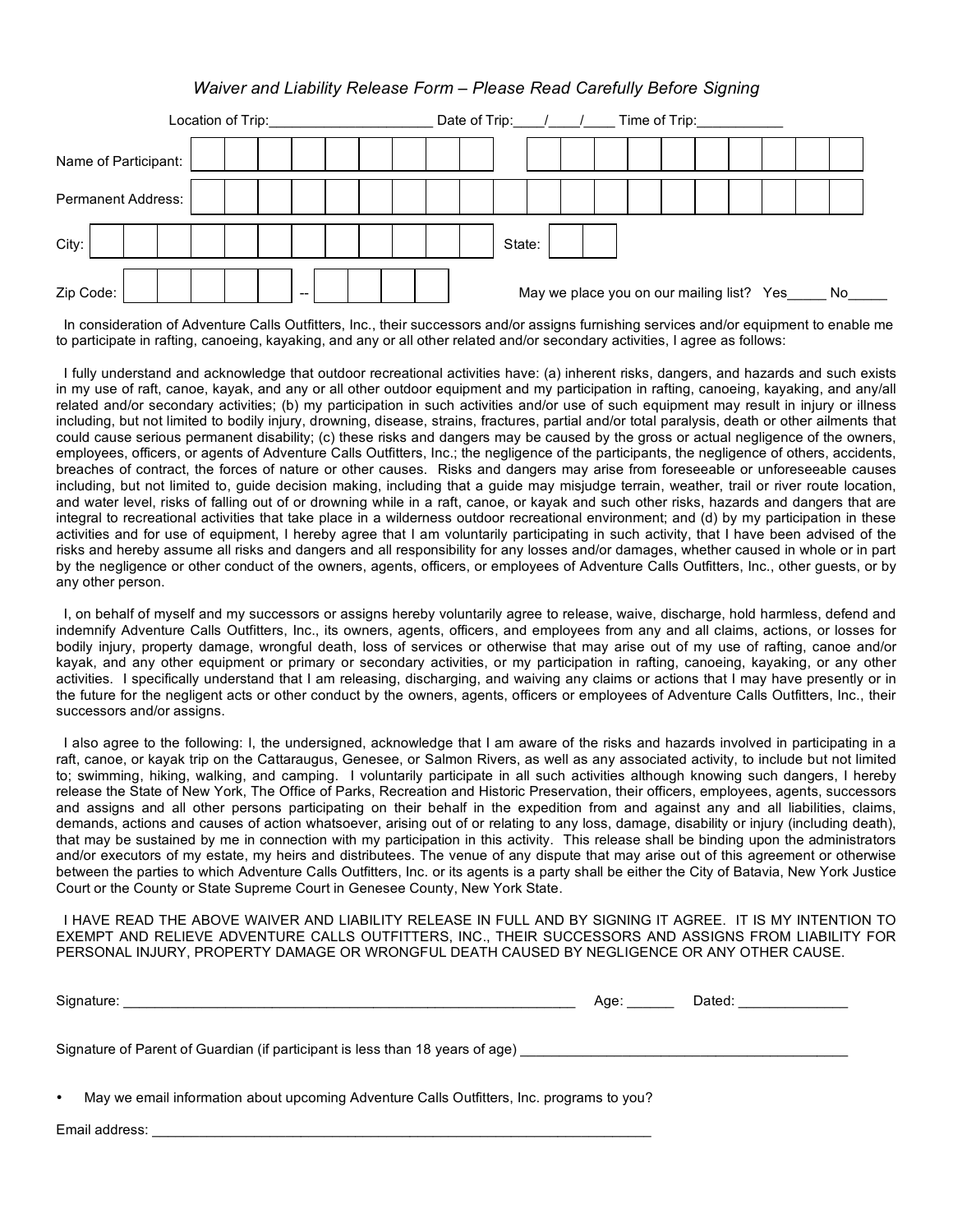*Waiver and Liability Release Form – Please Read Carefully Before Signing*

Location of Trip:_____________________ Date of Trip:____/____/____ Time of Trip:___________

Name of Participant:

Permanent Address:

City: State:

Zip Code: --

May we place you on our mailing list? Yes_____ No_____

In consideration of Adventure Calls Outfitters, Inc., their successors and/or assigns furnishing services and/or equipment to enable me to participate in rafting, canoeing, kayaking, and any or all other related and/or secondary activities, I agree as follows:

I fully understand and acknowledge that outdoor recreational activities have: (a) inherent risks, dangers, and hazards and such exists in my use of raft, canoe, kayak, and any or all other outdoor equipment and my participation in rafting, canoeing, kayaking, and any/all related and/or secondary activities; (b) my participation in such activities and/or use of such equipment may result in injury or illness including, but not limited to bodily injury, drowning, disease, strains, fractures, partial and/or total paralysis, death or other ailments that could cause serious permanent disability; (c) these risks and dangers may be caused by the gross or actual negligence of the owners, employees, officers, or agents of Adventure Calls Outfitters, Inc.; the negligence of the participants, the negligence of others, accidents, breaches of contract, the forces of nature or other causes. Risks and dangers may arise from foreseeable or unforeseeable causes including, but not limited to, guide decision making, including that a guide may misjudge terrain, weather, trail or river route location, and water level, risks of falling out of or drowning while in a raft, canoe, or kayak and such other risks, hazards and dangers that are integral to recreational activities that take place in a wilderness outdoor recreational environment; and (d) by my participation in these activities and for use of equipment, I hereby agree that I am voluntarily participating in such activity, that I have been advised of the risks and hereby assume all risks and dangers and all responsibility for any losses and/or damages, whether caused in whole or in part by the negligence or other conduct of the owners, agents, officers, or employees of Adventure Calls Outfitters, Inc., other guests, or by any other person.

I, on behalf of myself and my successors or assigns hereby voluntarily agree to release, waive, discharge, hold harmless, defend and indemnify Adventure Calls Outfitters, Inc., its owners, agents, officers, and employees from any and all claims, actions, or losses for bodily injury, property damage, wrongful death, loss of services or otherwise that may arise out of my use of rafting, canoe and/or kayak, and any other equipment or primary or secondary activities, or my participation in rafting, canoeing, kayaking, or any other activities. I specifically understand that I am releasing, discharging, and waiving any claims or actions that I may have presently or in the future for the negligent acts or other conduct by the owners, agents, officers or employees of Adventure Calls Outfitters, Inc., their successors and/or assigns.

I also agree to the following: I, the undersigned, acknowledge that I am aware of the risks and hazards involved in participating in a raft, canoe, or kayak trip on the Cattaraugus, Genesee, or Salmon Rivers, as well as any associated activity, to include but not limited to; swimming, hiking, walking, and camping. I voluntarily participate in all such activities although knowing such dangers, I hereby release the State of New York, The Office of Parks, Recreation and Historic Preservation, their officers, employees, agents, successors and assigns and all other persons participating on their behalf in the expedition from and against any and all liabilities, claims, demands, actions and causes of action whatsoever, arising out of or relating to any loss, damage, disability or injury (including death), that may be sustained by me in connection with my participation in this activity. This release shall be binding upon the administrators and/or executors of my estate, my heirs and distributees. The venue of any dispute that may arise out of this agreement or otherwise between the parties to which Adventure Calls Outfitters, Inc. or its agents is a party shall be either the City of Batavia, New York Justice Court or the County or State Supreme Court in Genesee County, New York State.

I HAVE READ THE ABOVE WAIVER AND LIABILITY RELEASE IN FULL AND BY SIGNING IT AGREE. IT IS MY INTENTION TO EXEMPT AND RELIEVE ADVENTURE CALLS OUTFITTERS, INC., THEIR SUCCESSORS AND ASSIGNS FROM LIABILITY FOR PERSONAL INJURY, PROPERTY DAMAGE OR WRONGFUL DEATH CAUSED BY NEGLIGENCE OR ANY OTHER CAUSE.

Signature: ____________________________________________________________ Age: ______ Dated: ______________

Signature of Parent of Guardian (if participant is less than 18 years of age) ___________________________________________

- May we email information about upcoming Adventure Calls Outfitters, Inc. programs to you?

Email address: _____________________________________________________________________